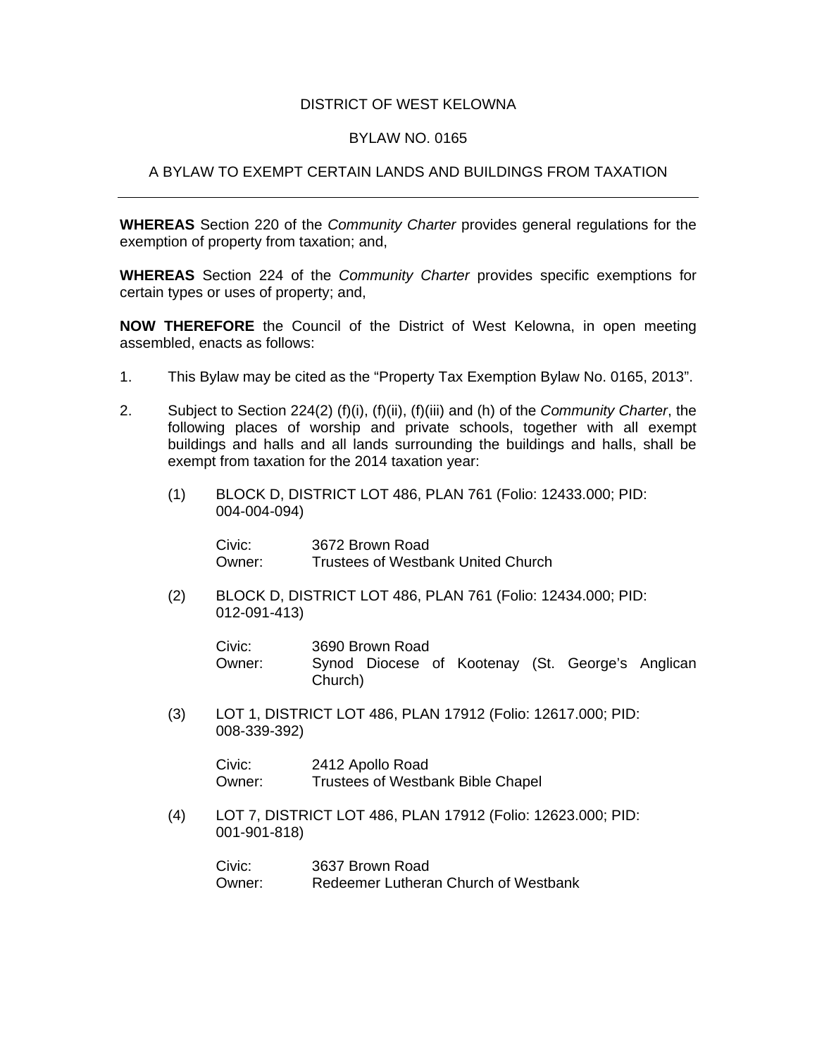# DISTRICT OF WEST KELOWNA

## BYLAW NO. 0165

## A BYLAW TO EXEMPT CERTAIN LANDS AND BUILDINGS FROM TAXATION

---

**WHEREAS** Section 220 of the *Community Charter* provides general regulations for the exemption of property from taxation; and,

**WHEREAS** Section 224 of the *Community Charter* provides specific exemptions for certain types or uses of property; and,

**NOW THEREFORE** the Council of the District of West Kelowna, in open meeting assembled, enacts as follows:

1. This Bylaw may be cited as the "Property Tax Exemption Bylaw No. 0165, 2013".

2. Subject to Section 224(2) (f)(i), (f)(ii), (f)(iii) and (h) of the *Community Charter*, the following places of worship and private schools, together with all exempt buildings and halls and all lands surrounding the buildings and halls, shall be exempt from taxation for the 2014 taxation year:

   (1) BLOCK D, DISTRICT LOT 486, PLAN 761 (Folio: 12433.000; PID: 004-004-094)

   Civic: 3672 Brown Road
   Owner: Trustees of Westbank United Church

   (2) BLOCK D, DISTRICT LOT 486, PLAN 761 (Folio: 12434.000; PID: 012-091-413)

   Civic: 3690 Brown Road
   Owner: Synod Diocese of Kootenay (St. George's Anglican Church)

   (3) LOT 1, DISTRICT LOT 486, PLAN 17912 (Folio: 12617.000; PID: 008-339-392)

   Civic: 2412 Apollo Road
   Owner: Trustees of Westbank Bible Chapel

   (4) LOT 7, DISTRICT LOT 486, PLAN 17912 (Folio: 12623.000; PID: 001-901-818)

   Civic: 3637 Brown Road
   Owner: Redeemer Lutheran Church of Westbank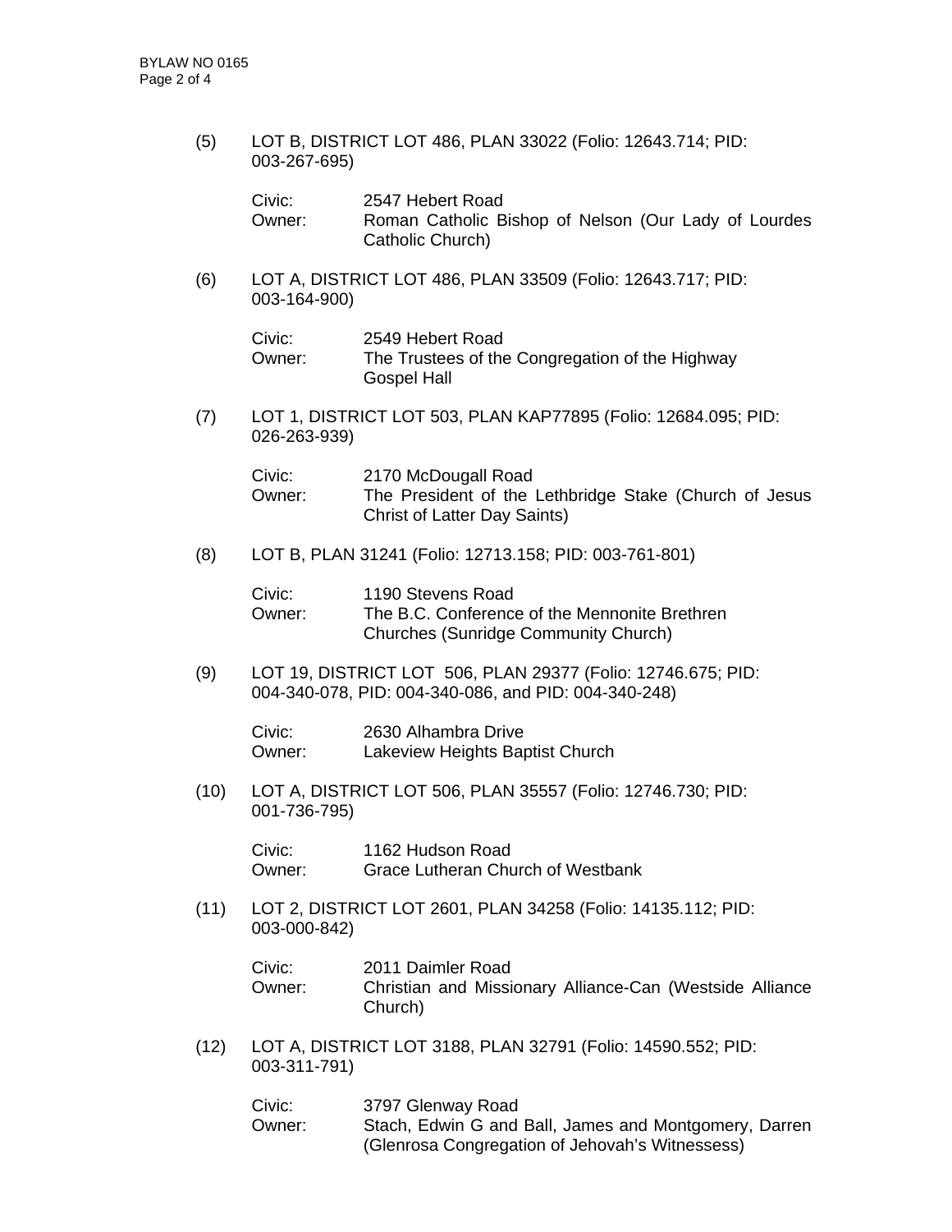(5) LOT B, DISTRICT LOT 486, PLAN 33022 (Folio: 12643.714; PID: 003-267-695)

Civic: 2547 Hebert Road
Owner: Roman Catholic Bishop of Nelson (Our Lady of Lourdes Catholic Church)

(6) LOT A, DISTRICT LOT 486, PLAN 33509 (Folio: 12643.717; PID: 003-164-900)

Civic: 2549 Hebert Road
Owner: The Trustees of the Congregation of the Highway Gospel Hall

(7) LOT 1, DISTRICT LOT 503, PLAN KAP77895 (Folio: 12684.095; PID: 026-263-939)

Civic: 2170 McDougall Road
Owner: The President of the Lethbridge Stake (Church of Jesus Christ of Latter Day Saints)

(8) LOT B, PLAN 31241 (Folio: 12713.158; PID: 003-761-801)

Civic: 1190 Stevens Road
Owner: The B.C. Conference of the Mennonite Brethren Churches (Sunridge Community Church)

(9) LOT 19, DISTRICT LOT 506, PLAN 29377 (Folio: 12746.675; PID: 004-340-078, PID: 004-340-086, and PID: 004-340-248)

Civic: 2630 Alhambra Drive
Owner: Lakeview Heights Baptist Church

(10) LOT A, DISTRICT LOT 506, PLAN 35557 (Folio: 12746.730; PID: 001-736-795)

Civic: 1162 Hudson Road
Owner: Grace Lutheran Church of Westbank

(11) LOT 2, DISTRICT LOT 2601, PLAN 34258 (Folio: 14135.112; PID: 003-000-842)

Civic: 2011 Daimler Road
Owner: Christian and Missionary Alliance-Can (Westside Alliance Church)

(12) LOT A, DISTRICT LOT 3188, PLAN 32791 (Folio: 14590.552; PID: 003-311-791)

Civic: 3797 Glenway Road
Owner: Stach, Edwin G and Ball, James and Montgomery, Darren (Glenrosa Congregation of Jehovah's Witnessess)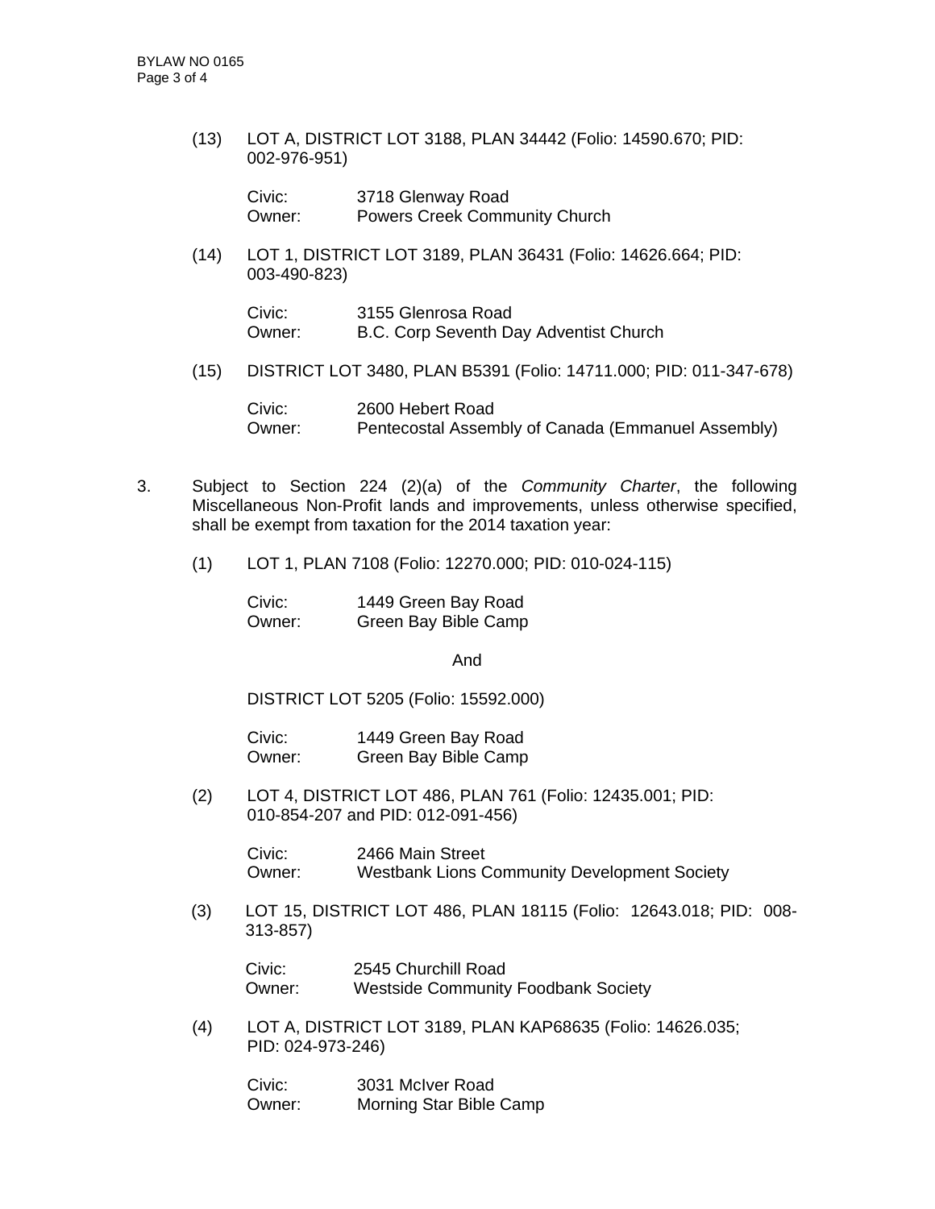(13) LOT A, DISTRICT LOT 3188, PLAN 34442 (Folio: 14590.670; PID: 002-976-951)

Civic: 3718 Glenway Road
Owner: Powers Creek Community Church

(14) LOT 1, DISTRICT LOT 3189, PLAN 36431 (Folio: 14626.664; PID: 003-490-823)

Civic: 3155 Glenrosa Road
Owner: B.C. Corp Seventh Day Adventist Church

(15) DISTRICT LOT 3480, PLAN B5391 (Folio: 14711.000; PID: 011-347-678)

Civic: 2600 Hebert Road
Owner: Pentecostal Assembly of Canada (Emmanuel Assembly)

3. Subject to Section 224 (2)(a) of the *Community Charter*, the following Miscellaneous Non-Profit lands and improvements, unless otherwise specified, shall be exempt from taxation for the 2014 taxation year:

(1) LOT 1, PLAN 7108 (Folio: 12270.000; PID: 010-024-115)

Civic: 1449 Green Bay Road
Owner: Green Bay Bible Camp

And

DISTRICT LOT 5205 (Folio: 15592.000)

Civic: 1449 Green Bay Road
Owner: Green Bay Bible Camp

(2) LOT 4, DISTRICT LOT 486, PLAN 761 (Folio: 12435.001; PID: 010-854-207 and PID: 012-091-456)

Civic: 2466 Main Street
Owner: Westbank Lions Community Development Society

(3) LOT 15, DISTRICT LOT 486, PLAN 18115 (Folio: 12643.018; PID: 008-313-857)

Civic: 2545 Churchill Road
Owner: Westside Community Foodbank Society

(4) LOT A, DISTRICT LOT 3189, PLAN KAP68635 (Folio: 14626.035; PID: 024-973-246)

Civic: 3031 McIver Road
Owner: Morning Star Bible Camp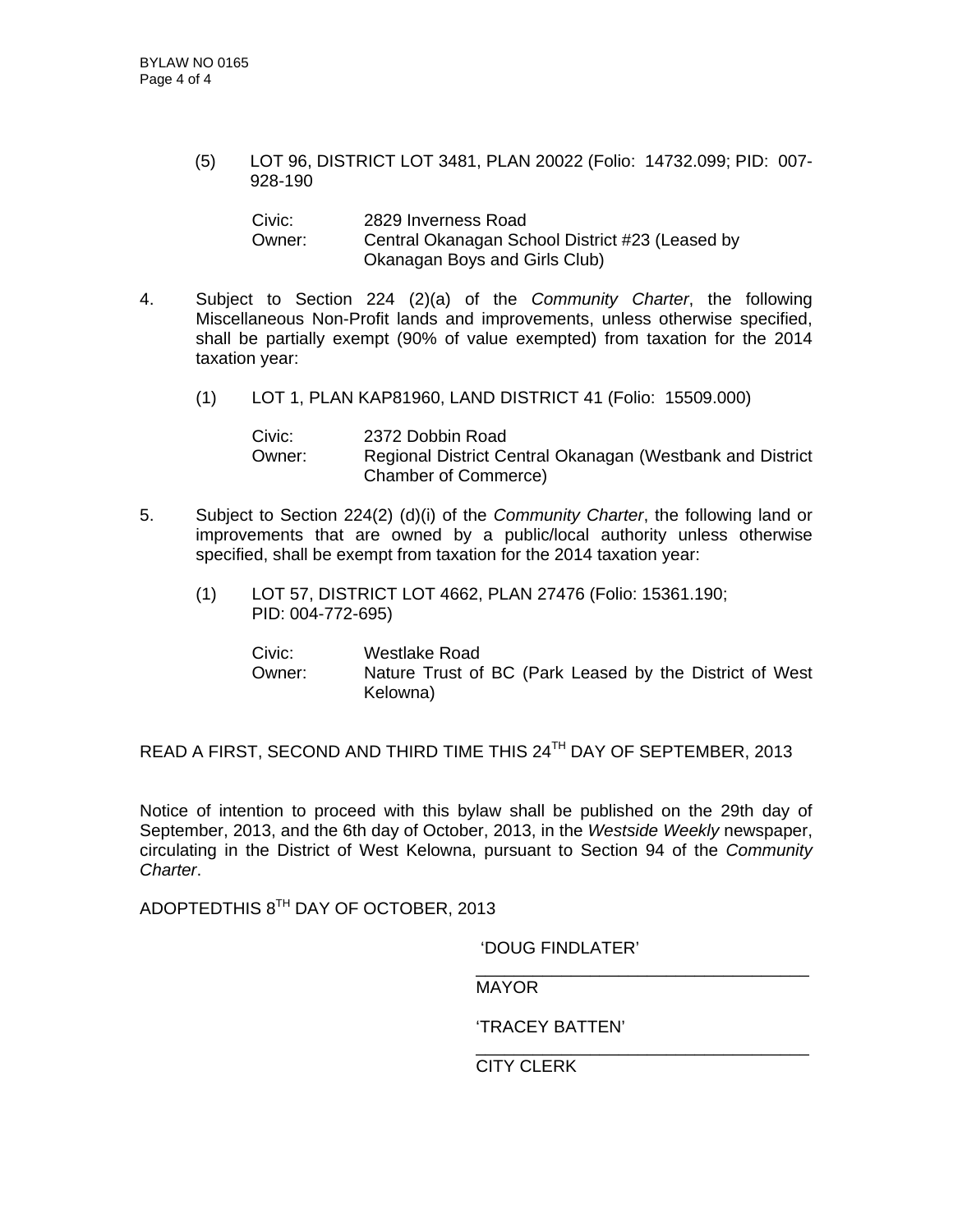(5) LOT 96, DISTRICT LOT 3481, PLAN 20022 (Folio: 14732.099; PID: 007-928-190

Civic: 2829 Inverness Road
Owner: Central Okanagan School District #23 (Leased by Okanagan Boys and Girls Club)

4. Subject to Section 224 (2)(a) of the *Community Charter*, the following Miscellaneous Non-Profit lands and improvements, unless otherwise specified, shall be partially exempt (90% of value exempted) from taxation for the 2014 taxation year:

(1) LOT 1, PLAN KAP81960, LAND DISTRICT 41 (Folio: 15509.000)

Civic: 2372 Dobbin Road
Owner: Regional District Central Okanagan (Westbank and District Chamber of Commerce)

5. Subject to Section 224(2) (d)(i) of the *Community Charter*, the following land or improvements that are owned by a public/local authority unless otherwise specified, shall be exempt from taxation for the 2014 taxation year:

(1) LOT 57, DISTRICT LOT 4662, PLAN 27476 (Folio: 15361.190; PID: 004-772-695)

Civic: Westlake Road
Owner: Nature Trust of BC (Park Leased by the District of West Kelowna)

READ A FIRST, SECOND AND THIRD TIME THIS 24TH DAY OF SEPTEMBER, 2013

Notice of intention to proceed with this bylaw shall be published on the 29th day of September, 2013, and the 6th day of October, 2013, in the *Westside Weekly* newspaper, circulating in the District of West Kelowna, pursuant to Section 94 of the *Community Charter*.

ADOPTEDTHIS 8TH DAY OF OCTOBER, 2013

'DOUG FINDLATER'
\_\_\_\_\_\_\_\_\_\_\_\_\_\_\_\_\_\_\_\_\_\_\_\_\_\_\_\_\_\_
MAYOR

'TRACEY BATTEN'
\_\_\_\_\_\_\_\_\_\_\_\_\_\_\_\_\_\_\_\_\_\_\_\_\_\_\_\_\_\_
CITY CLERK